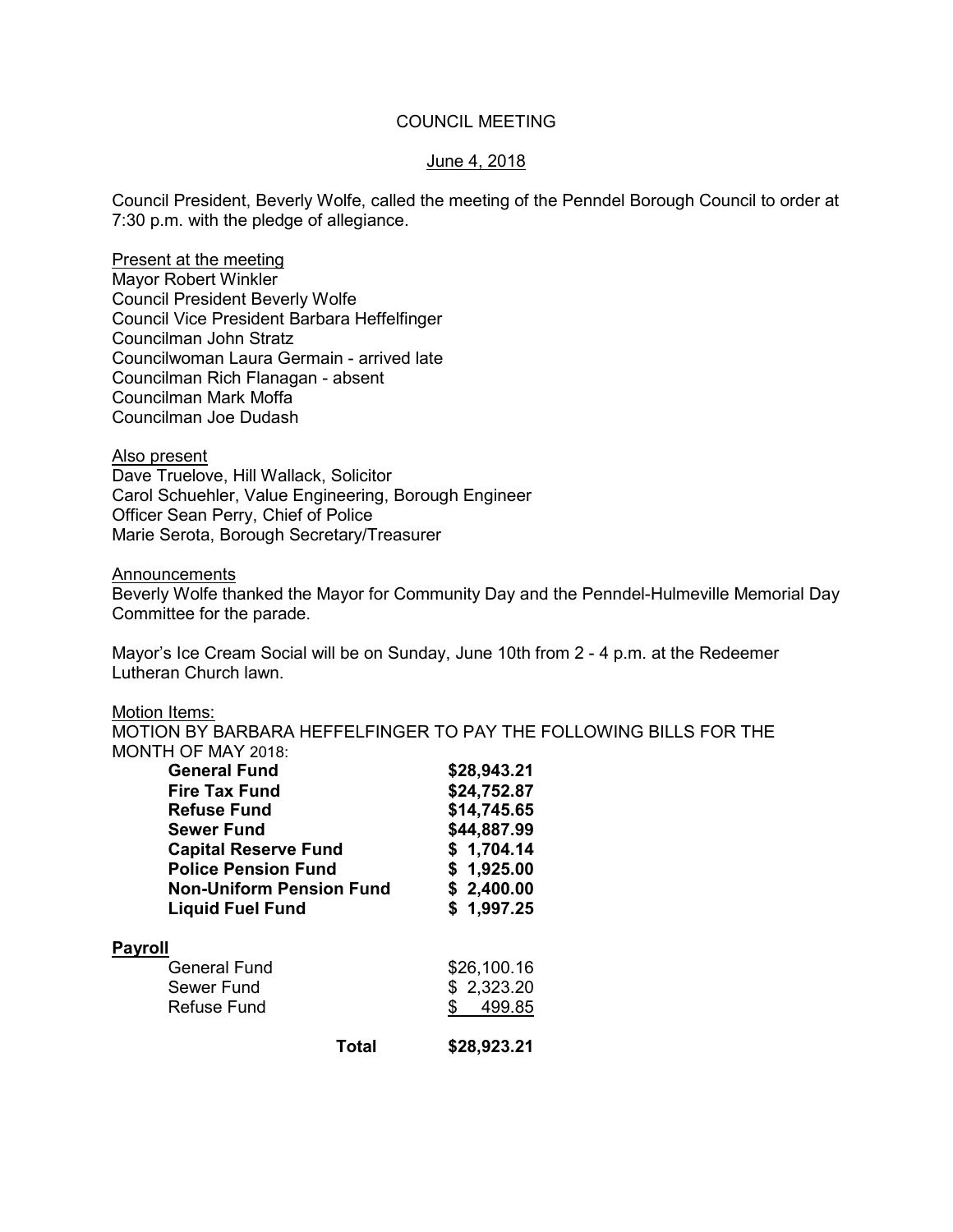# COUNCIL MEETING

June 4, 2018

Council President, Beverly Wolfe, called the meeting of the Penndel Borough Council to order at 7:30 p.m. with the pledge of allegiance.

Present at the meeting
Mayor Robert Winkler
Council President Beverly Wolfe
Council Vice President Barbara Heffelfinger
Councilman John Stratz
Councilwoman Laura Germain - arrived late
Councilman Rich Flanagan - absent
Councilman Mark Moffa
Councilman Joe Dudash

Also present
Dave Truelove, Hill Wallack, Solicitor
Carol Schuehler, Value Engineering, Borough Engineer
Officer Sean Perry, Chief of Police
Marie Serota, Borough Secretary/Treasurer

Announcements
Beverly Wolfe thanked the Mayor for Community Day and the Penndel-Hulmeville Memorial Day Committee for the parade.

Mayor's Ice Cream Social will be on Sunday, June 10th from 2 - 4 p.m. at the Redeemer Lutheran Church lawn.

Motion Items:
MOTION BY BARBARA HEFFELFINGER TO PAY THE FOLLOWING BILLS FOR THE MONTH OF MAY 2018:

| | |
|---|---|
| **General Fund** | **$28,943.21** |
| **Fire Tax Fund** | **$24,752.87** |
| **Refuse Fund** | **$14,745.65** |
| **Sewer Fund** | **$44,887.99** |
| **Capital Reserve Fund** | **$ 1,704.14** |
| **Police Pension Fund** | **$ 1,925.00** |
| **Non-Uniform Pension Fund** | **$ 2,400.00** |
| **Liquid Fuel Fund** | **$ 1,997.25** |

**Payroll**

| | |
|---|---|
| General Fund | $26,100.16 |
| Sewer Fund | $ 2,323.20 |
| Refuse Fund | $ 499.85 |
| **Total** | **$28,923.21** |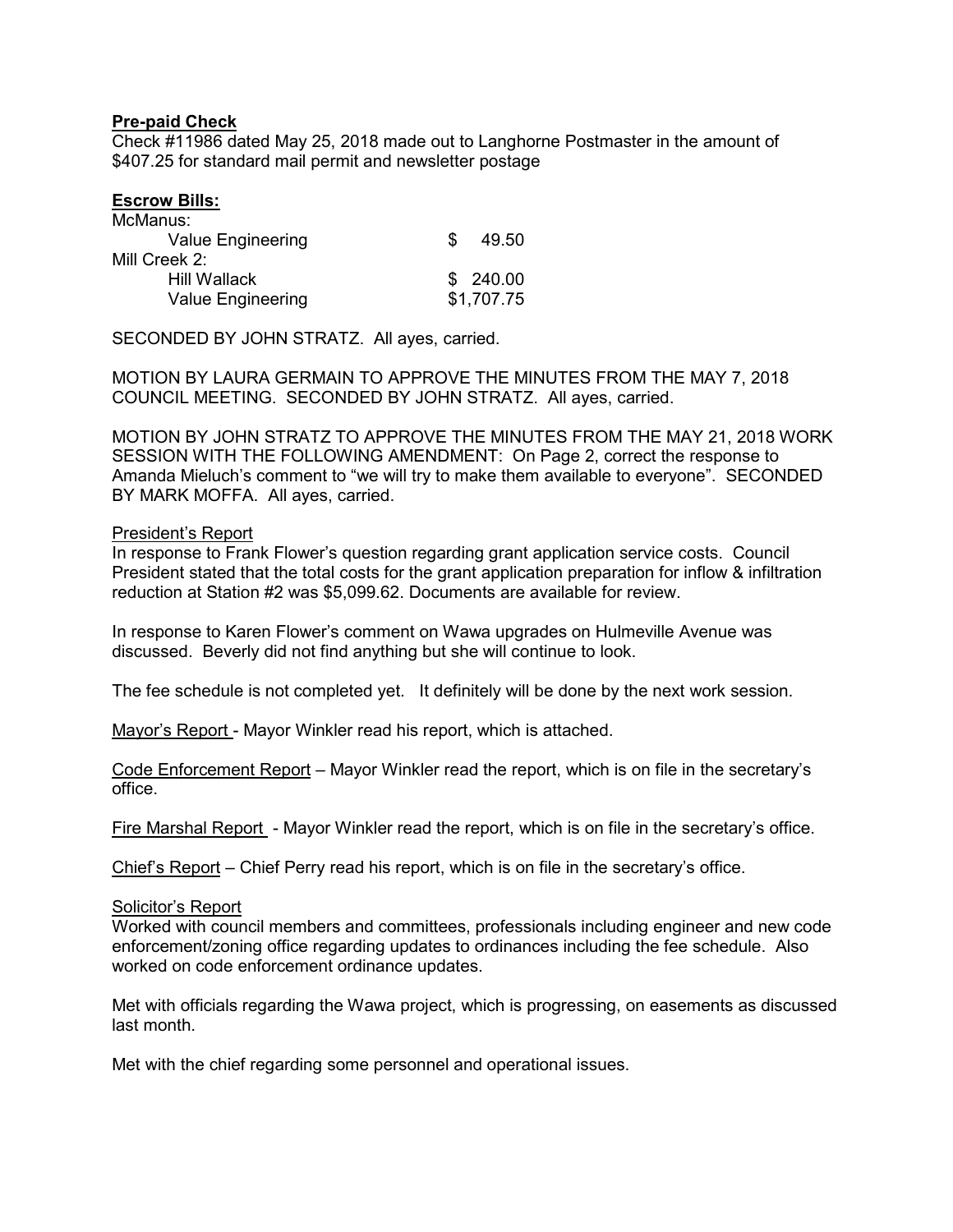**Pre-paid Check**

Check #11986 dated May 25, 2018 made out to Langhorne Postmaster in the amount of $407.25 for standard mail permit and newsletter postage

**Escrow Bills:**

| | |
|---|---|
| McManus: | |
| Value Engineering | $ 49.50 |
| Mill Creek 2: | |
| Hill Wallack | $ 240.00 |
| Value Engineering | $1,707.75 |

SECONDED BY JOHN STRATZ. All ayes, carried.

MOTION BY LAURA GERMAIN TO APPROVE THE MINUTES FROM THE MAY 7, 2018 COUNCIL MEETING. SECONDED BY JOHN STRATZ. All ayes, carried.

MOTION BY JOHN STRATZ TO APPROVE THE MINUTES FROM THE MAY 21, 2018 WORK SESSION WITH THE FOLLOWING AMENDMENT: On Page 2, correct the response to Amanda Mieluch's comment to "we will try to make them available to everyone". SECONDED BY MARK MOFFA. All ayes, carried.

President's Report

In response to Frank Flower's question regarding grant application service costs. Council President stated that the total costs for the grant application preparation for inflow & infiltration reduction at Station #2 was $5,099.62. Documents are available for review.

In response to Karen Flower's comment on Wawa upgrades on Hulmeville Avenue was discussed. Beverly did not find anything but she will continue to look.

The fee schedule is not completed yet. It definitely will be done by the next work session.

Mayor's Report - Mayor Winkler read his report, which is attached.

Code Enforcement Report – Mayor Winkler read the report, which is on file in the secretary's office.

Fire Marshal Report - Mayor Winkler read the report, which is on file in the secretary's office.

Chief's Report – Chief Perry read his report, which is on file in the secretary's office.

Solicitor's Report

Worked with council members and committees, professionals including engineer and new code enforcement/zoning office regarding updates to ordinances including the fee schedule. Also worked on code enforcement ordinance updates.

Met with officials regarding the Wawa project, which is progressing, on easements as discussed last month.

Met with the chief regarding some personnel and operational issues.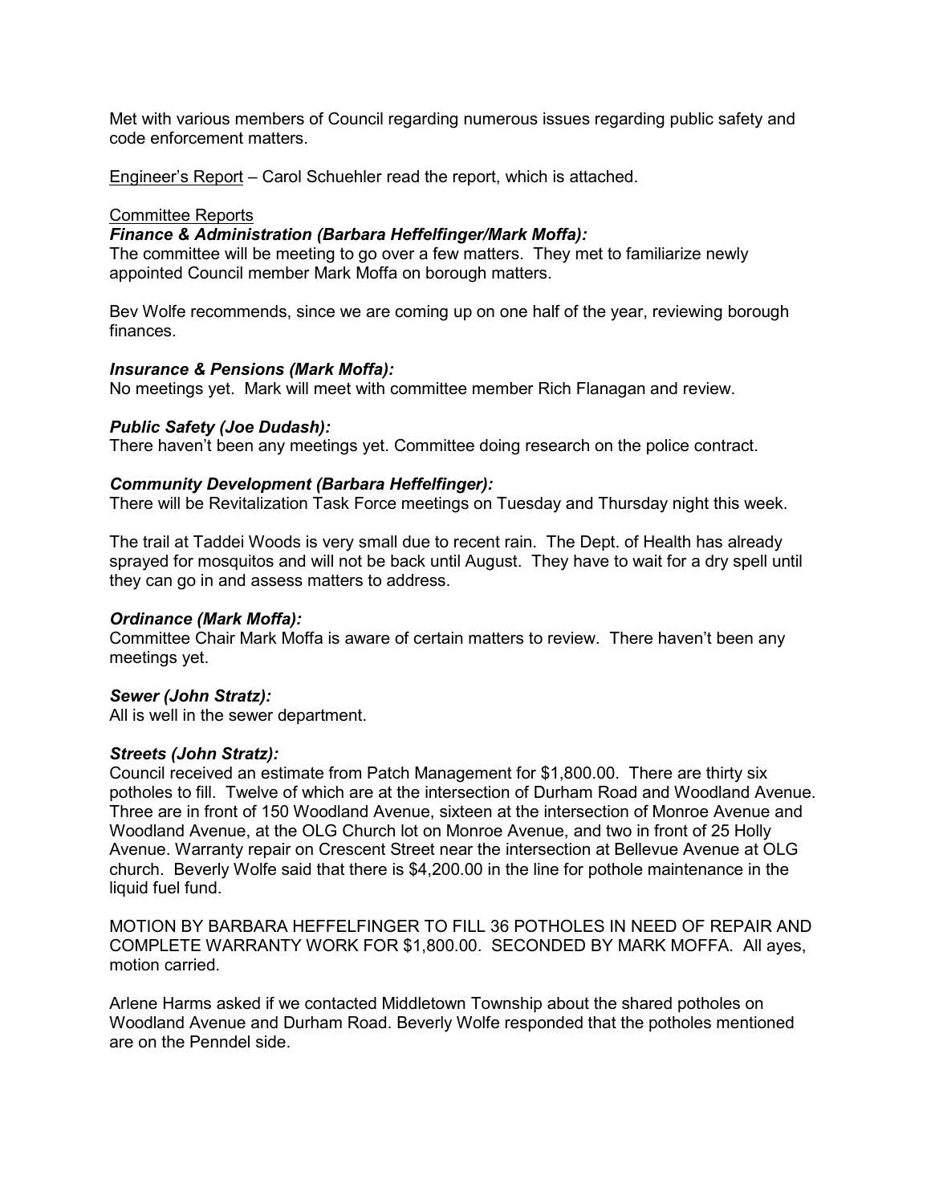Met with various members of Council regarding numerous issues regarding public safety and code enforcement matters.

Engineer's Report – Carol Schuehler read the report, which is attached.

Committee Reports

***Finance & Administration (Barbara Heffelfinger/Mark Moffa):***

The committee will be meeting to go over a few matters. They met to familiarize newly appointed Council member Mark Moffa on borough matters.

Bev Wolfe recommends, since we are coming up on one half of the year, reviewing borough finances.

***Insurance & Pensions (Mark Moffa):***

No meetings yet. Mark will meet with committee member Rich Flanagan and review.

***Public Safety (Joe Dudash):***

There haven't been any meetings yet. Committee doing research on the police contract.

***Community Development (Barbara Heffelfinger):***

There will be Revitalization Task Force meetings on Tuesday and Thursday night this week.

The trail at Taddei Woods is very small due to recent rain. The Dept. of Health has already sprayed for mosquitos and will not be back until August. They have to wait for a dry spell until they can go in and assess matters to address.

***Ordinance (Mark Moffa):***

Committee Chair Mark Moffa is aware of certain matters to review. There haven't been any meetings yet.

***Sewer (John Stratz):***

All is well in the sewer department.

***Streets (John Stratz):***

Council received an estimate from Patch Management for $1,800.00. There are thirty six potholes to fill. Twelve of which are at the intersection of Durham Road and Woodland Avenue. Three are in front of 150 Woodland Avenue, sixteen at the intersection of Monroe Avenue and Woodland Avenue, at the OLG Church lot on Monroe Avenue, and two in front of 25 Holly Avenue. Warranty repair on Crescent Street near the intersection at Bellevue Avenue at OLG church. Beverly Wolfe said that there is $4,200.00 in the line for pothole maintenance in the liquid fuel fund.

MOTION BY BARBARA HEFFELFINGER TO FILL 36 POTHOLES IN NEED OF REPAIR AND COMPLETE WARRANTY WORK FOR $1,800.00. SECONDED BY MARK MOFFA. All ayes, motion carried.

Arlene Harms asked if we contacted Middletown Township about the shared potholes on Woodland Avenue and Durham Road. Beverly Wolfe responded that the potholes mentioned are on the Penndel side.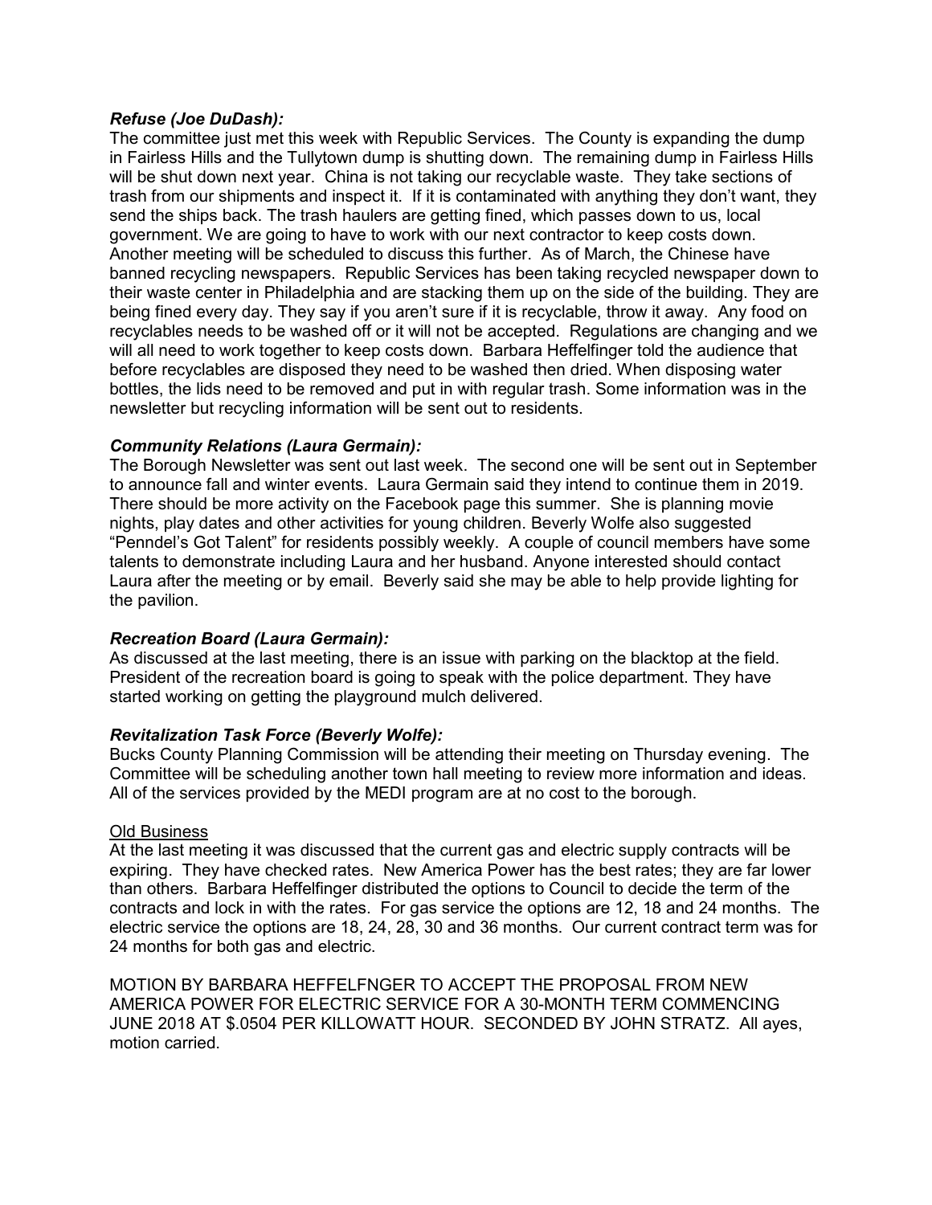***Refuse (Joe DuDash):***

The committee just met this week with Republic Services. The County is expanding the dump in Fairless Hills and the Tullytown dump is shutting down. The remaining dump in Fairless Hills will be shut down next year. China is not taking our recyclable waste. They take sections of trash from our shipments and inspect it. If it is contaminated with anything they don't want, they send the ships back. The trash haulers are getting fined, which passes down to us, local government. We are going to have to work with our next contractor to keep costs down. Another meeting will be scheduled to discuss this further. As of March, the Chinese have banned recycling newspapers. Republic Services has been taking recycled newspaper down to their waste center in Philadelphia and are stacking them up on the side of the building. They are being fined every day. They say if you aren't sure if it is recyclable, throw it away. Any food on recyclables needs to be washed off or it will not be accepted. Regulations are changing and we will all need to work together to keep costs down. Barbara Heffelfinger told the audience that before recyclables are disposed they need to be washed then dried. When disposing water bottles, the lids need to be removed and put in with regular trash. Some information was in the newsletter but recycling information will be sent out to residents.

***Community Relations (Laura Germain):***

The Borough Newsletter was sent out last week. The second one will be sent out in September to announce fall and winter events. Laura Germain said they intend to continue them in 2019. There should be more activity on the Facebook page this summer. She is planning movie nights, play dates and other activities for young children. Beverly Wolfe also suggested "Penndel's Got Talent" for residents possibly weekly. A couple of council members have some talents to demonstrate including Laura and her husband. Anyone interested should contact Laura after the meeting or by email. Beverly said she may be able to help provide lighting for the pavilion.

***Recreation Board (Laura Germain):***

As discussed at the last meeting, there is an issue with parking on the blacktop at the field. President of the recreation board is going to speak with the police department. They have started working on getting the playground mulch delivered.

***Revitalization Task Force (Beverly Wolfe):***

Bucks County Planning Commission will be attending their meeting on Thursday evening. The Committee will be scheduling another town hall meeting to review more information and ideas. All of the services provided by the MEDI program are at no cost to the borough.

<u>Old Business</u>

At the last meeting it was discussed that the current gas and electric supply contracts will be expiring. They have checked rates. New America Power has the best rates; they are far lower than others. Barbara Heffelfinger distributed the options to Council to decide the term of the contracts and lock in with the rates. For gas service the options are 12, 18 and 24 months. The electric service the options are 18, 24, 28, 30 and 36 months. Our current contract term was for 24 months for both gas and electric.

MOTION BY BARBARA HEFFELFNGER TO ACCEPT THE PROPOSAL FROM NEW AMERICA POWER FOR ELECTRIC SERVICE FOR A 30-MONTH TERM COMMENCING JUNE 2018 AT $.0504 PER KILLOWATT HOUR. SECONDED BY JOHN STRATZ. All ayes, motion carried.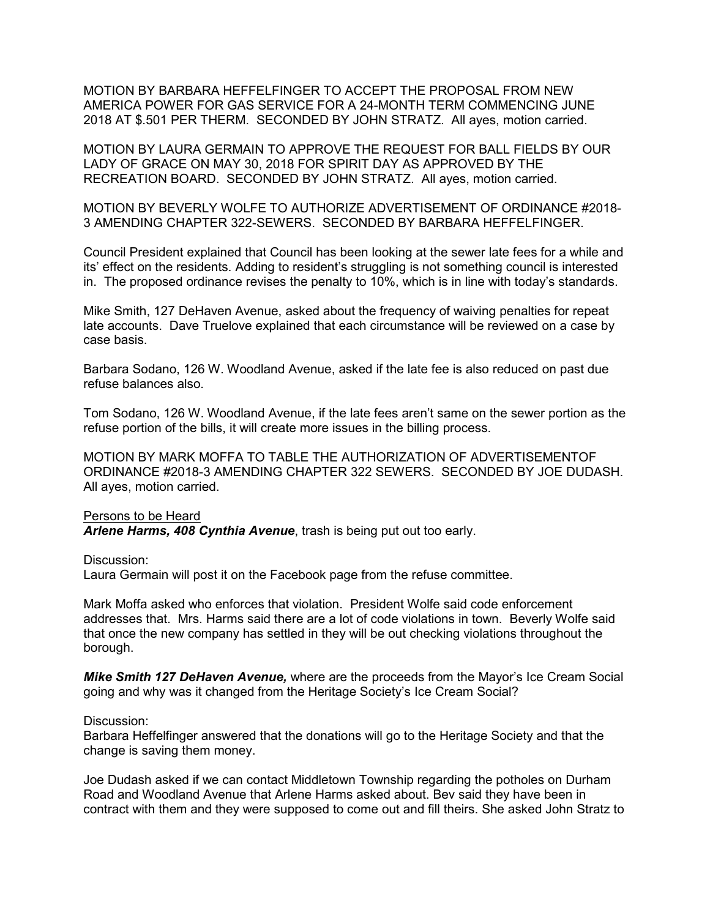MOTION BY BARBARA HEFFELFINGER TO ACCEPT THE PROPOSAL FROM NEW AMERICA POWER FOR GAS SERVICE FOR A 24-MONTH TERM COMMENCING JUNE 2018 AT $.501 PER THERM. SECONDED BY JOHN STRATZ. All ayes, motion carried.

MOTION BY LAURA GERMAIN TO APPROVE THE REQUEST FOR BALL FIELDS BY OUR LADY OF GRACE ON MAY 30, 2018 FOR SPIRIT DAY AS APPROVED BY THE RECREATION BOARD. SECONDED BY JOHN STRATZ. All ayes, motion carried.

MOTION BY BEVERLY WOLFE TO AUTHORIZE ADVERTISEMENT OF ORDINANCE #2018-3 AMENDING CHAPTER 322-SEWERS. SECONDED BY BARBARA HEFFELFINGER.

Council President explained that Council has been looking at the sewer late fees for a while and its' effect on the residents. Adding to resident's struggling is not something council is interested in. The proposed ordinance revises the penalty to 10%, which is in line with today's standards.

Mike Smith, 127 DeHaven Avenue, asked about the frequency of waiving penalties for repeat late accounts. Dave Truelove explained that each circumstance will be reviewed on a case by case basis.

Barbara Sodano, 126 W. Woodland Avenue, asked if the late fee is also reduced on past due refuse balances also.

Tom Sodano, 126 W. Woodland Avenue, if the late fees aren't same on the sewer portion as the refuse portion of the bills, it will create more issues in the billing process.

MOTION BY MARK MOFFA TO TABLE THE AUTHORIZATION OF ADVERTISEMENTOF ORDINANCE #2018-3 AMENDING CHAPTER 322 SEWERS. SECONDED BY JOE DUDASH. All ayes, motion carried.

<u>Persons to be Heard</u>

***Arlene Harms, 408 Cynthia Avenue***, trash is being put out too early.

Discussion:
Laura Germain will post it on the Facebook page from the refuse committee.

Mark Moffa asked who enforces that violation. President Wolfe said code enforcement addresses that. Mrs. Harms said there are a lot of code violations in town. Beverly Wolfe said that once the new company has settled in they will be out checking violations throughout the borough.

***Mike Smith 127 DeHaven Avenue,*** where are the proceeds from the Mayor's Ice Cream Social going and why was it changed from the Heritage Society's Ice Cream Social?

Discussion:
Barbara Heffelfinger answered that the donations will go to the Heritage Society and that the change is saving them money.

Joe Dudash asked if we can contact Middletown Township regarding the potholes on Durham Road and Woodland Avenue that Arlene Harms asked about. Bev said they have been in contract with them and they were supposed to come out and fill theirs. She asked John Stratz to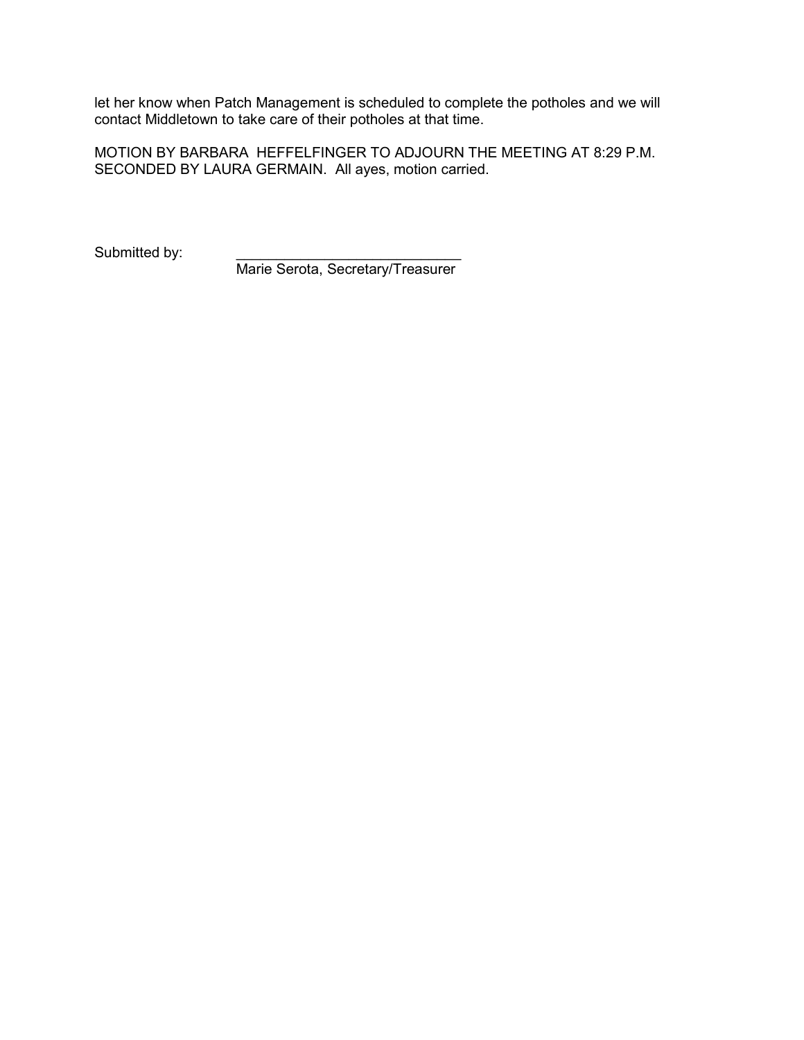let her know when Patch Management is scheduled to complete the potholes and we will contact Middletown to take care of their potholes at that time.

MOTION BY BARBARA HEFFELFINGER TO ADJOURN THE MEETING AT 8:29 P.M. SECONDED BY LAURA GERMAIN. All ayes, motion carried.

Submitted by: ____________________________
Marie Serota, Secretary/Treasurer